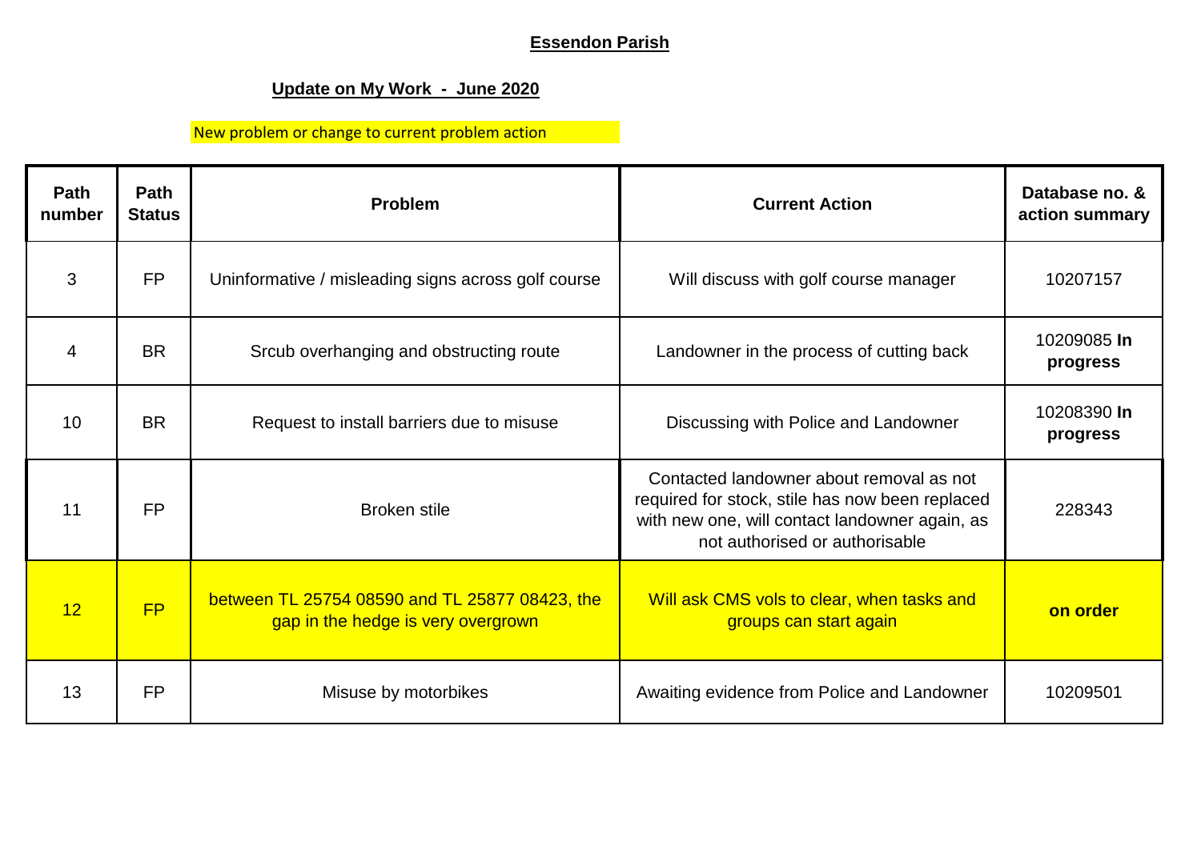**Essendon Parish**

**Update on My Work - June 2020**

New problem or change to current problem action

| Path number | Path Status | Problem | Current Action | Database no. & action summary |
|---|---|---|---|---|
| 3 | FP | Uninformative / misleading signs across golf course | Will discuss with golf course manager | 10207157 |
| 4 | BR | Srcub overhanging and obstructing route | Landowner in the process of cutting back | 10209085 **In progress** |
| 10 | BR | Request to install barriers due to misuse | Discussing with Police and Landowner | 10208390 **In progress** |
| 11 | FP | Broken stile | Contacted landowner about removal as not required for stock, stile has now been replaced with new one, will contact landowner again, as not authorised or authorisable | 228343 |
| 12 | FP | between TL 25754 08590 and TL 25877 08423, the gap in the hedge is very overgrown | Will ask CMS vols to clear, when tasks and groups can start again | **on order** |
| 13 | FP | Misuse by motorbikes | Awaiting evidence from Police and Landowner | 10209501 |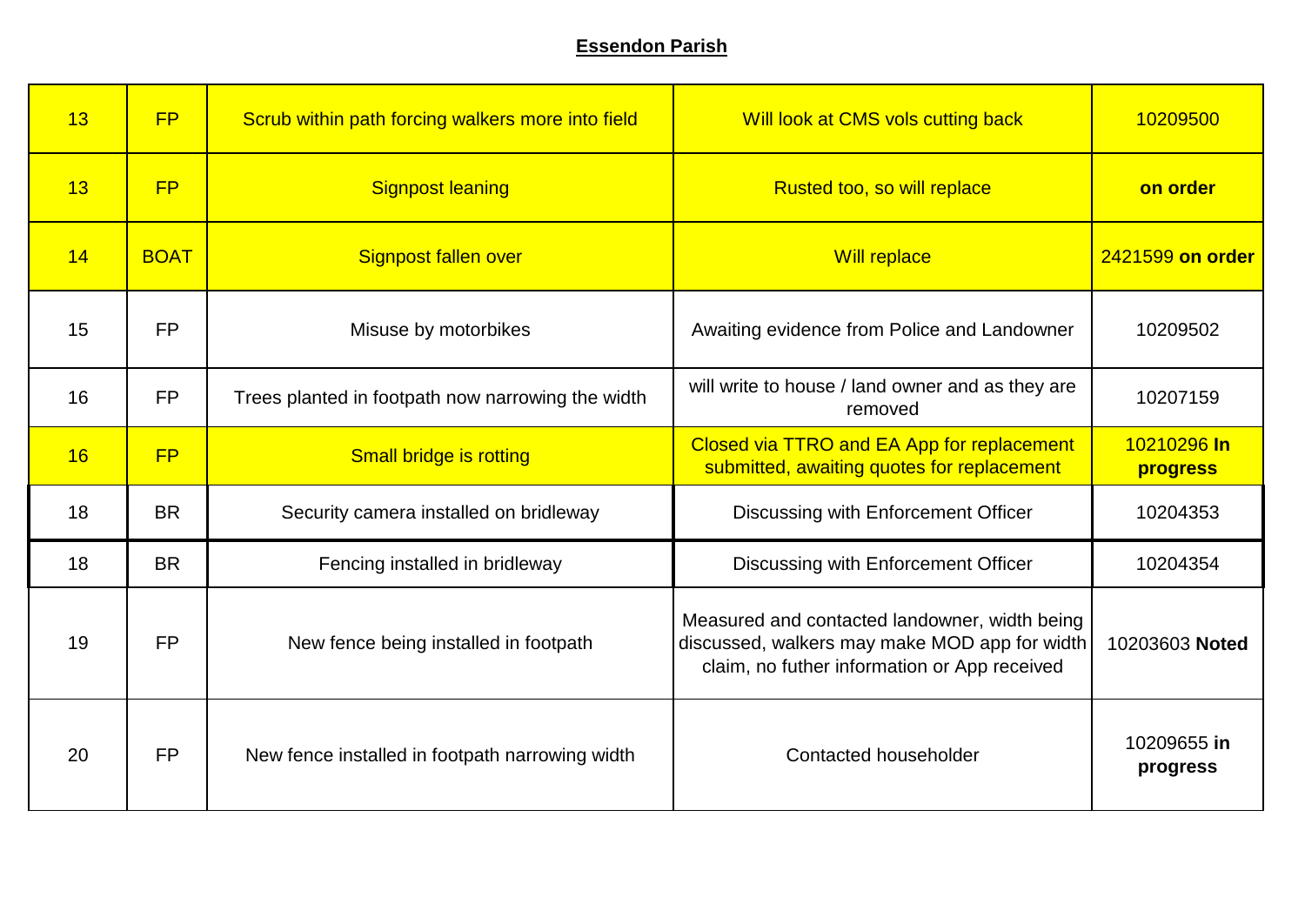**Essendon Parish**

| | | | | |
|---|---|---|---|---|
| 13 | FP | Scrub within path forcing walkers more into field | Will look at CMS vols cutting back | 10209500 |
| 13 | FP | Signpost leaning | Rusted too, so will replace | **on order** |
| 14 | BOAT | Signpost fallen over | Will replace | 2421599 **on order** |
| 15 | FP | Misuse by motorbikes | Awaiting evidence from Police and Landowner | 10209502 |
| 16 | FP | Trees planted in footpath now narrowing the width | will write to house / land owner and as they are removed | 10207159 |
| 16 | FP | Small bridge is rotting | Closed via TTRO and EA App for replacement submitted, awaiting quotes for replacement | 10210296 **In progress** |
| 18 | BR | Security camera installed on bridleway | Discussing with Enforcement Officer | 10204353 |
| 18 | BR | Fencing installed in bridleway | Discussing with Enforcement Officer | 10204354 |
| 19 | FP | New fence being installed in footpath | Measured and contacted landowner, width being discussed, walkers may make MOD app for width claim, no futher information or App received | 10203603 **Noted** |
| 20 | FP | New fence installed in footpath narrowing width | Contacted householder | 10209655 **in progress** |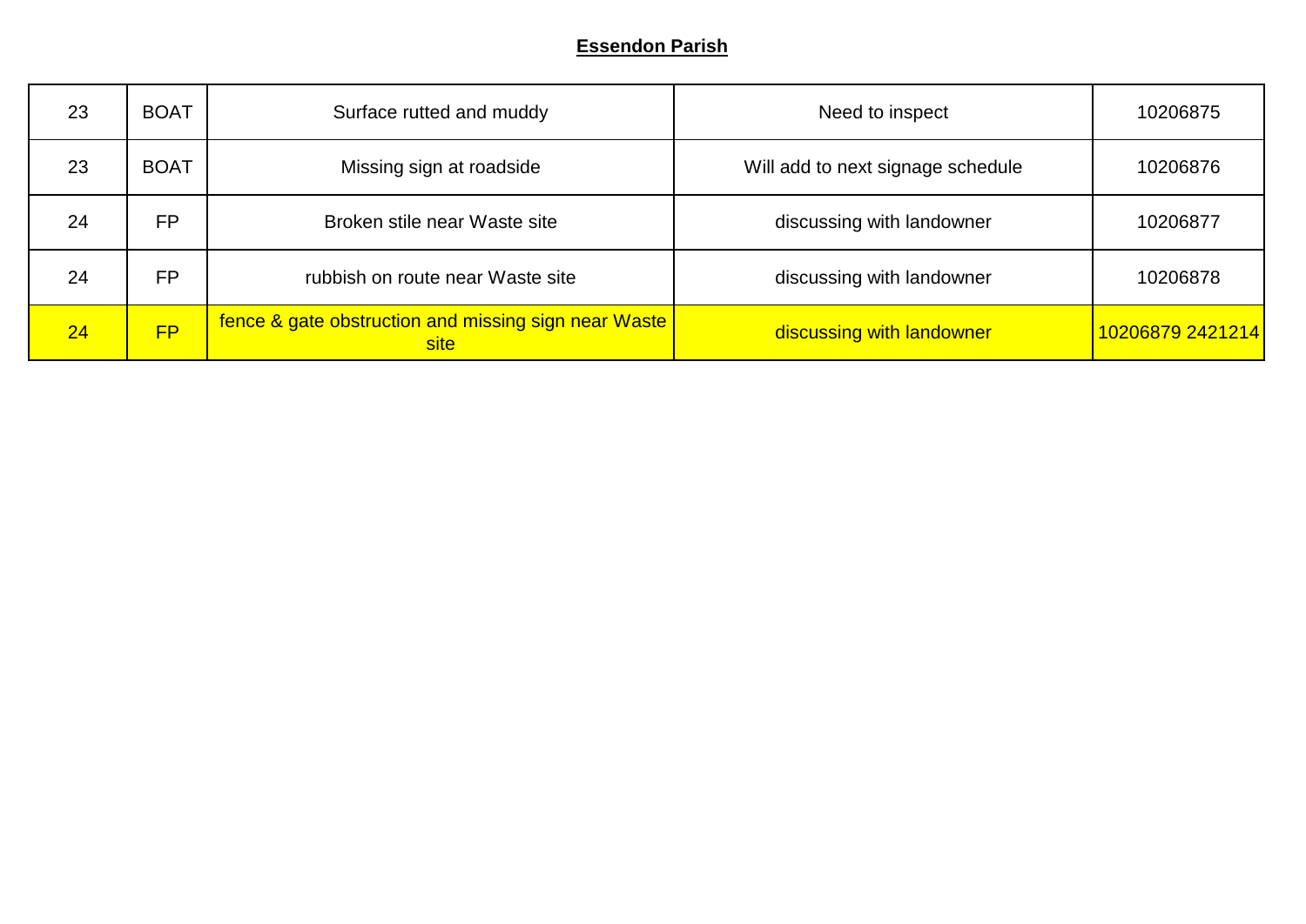**Essendon Parish**

| | | | | |
|---|---|---|---|---|
| 23 | BOAT | Surface rutted and muddy | Need to inspect | 10206875 |
| 23 | BOAT | Missing sign at roadside | Will add to next signage schedule | 10206876 |
| 24 | FP | Broken stile near Waste site | discussing with landowner | 10206877 |
| 24 | FP | rubbish on route near Waste site | discussing with landowner | 10206878 |
| 24 | FP | fence & gate obstruction and missing sign near Waste site | discussing with landowner | 10206879 2421214 |